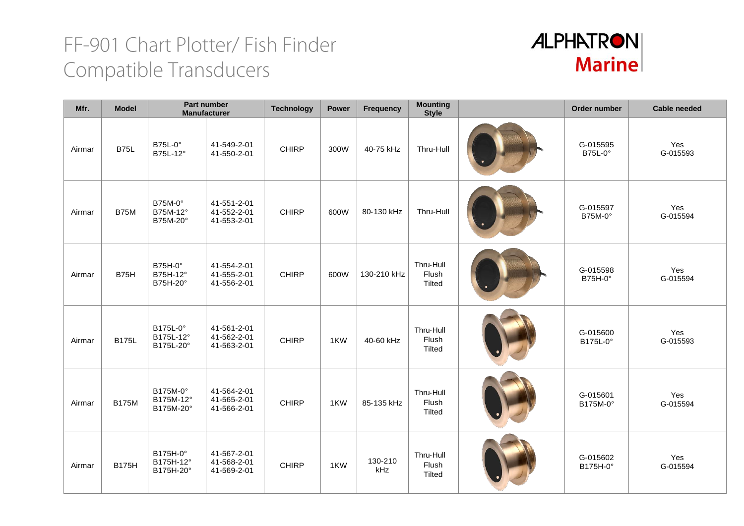# FF-901 Chart Plotter/ Fish Finder Compatible Transducers

ALPHATRON Marine

| Mfr. | Model | Part number Manufacturer | | Technology | Power | Frequency | Mounting Style | | Order number | Cable needed |
|---|---|---|---|---|---|---|---|---|---|---|
| Airmar | B75L | B75L-0°<br>B75L-12° | 41-549-2-01<br>41-550-2-01 | CHIRP | 300W | 40-75 kHz | Thru-Hull | | G-015595<br>B75L-0° | Yes<br>G-015593 |
| Airmar | B75M | B75M-0°<br>B75M-12°<br>B75M-20° | 41-551-2-01<br>41-552-2-01<br>41-553-2-01 | CHIRP | 600W | 80-130 kHz | Thru-Hull | | G-015597<br>B75M-0° | Yes<br>G-015594 |
| Airmar | B75H | B75H-0°<br>B75H-12°<br>B75H-20° | 41-554-2-01<br>41-555-2-01<br>41-556-2-01 | CHIRP | 600W | 130-210 kHz | Thru-Hull<br>Flush<br>Tilted | | G-015598<br>B75H-0° | Yes<br>G-015594 |
| Airmar | B175L | B175L-0°<br>B175L-12°<br>B175L-20° | 41-561-2-01<br>41-562-2-01<br>41-563-2-01 | CHIRP | 1KW | 40-60 kHz | Thru-Hull<br>Flush<br>Tilted | | G-015600<br>B175L-0° | Yes<br>G-015593 |
| Airmar | B175M | B175M-0°<br>B175M-12°<br>B175M-20° | 41-564-2-01<br>41-565-2-01<br>41-566-2-01 | CHIRP | 1KW | 85-135 kHz | Thru-Hull<br>Flush<br>Tilted | | G-015601<br>B175M-0° | Yes<br>G-015594 |
| Airmar | B175H | B175H-0°<br>B175H-12°<br>B175H-20° | 41-567-2-01<br>41-568-2-01<br>41-569-2-01 | CHIRP | 1KW | 130-210 kHz | Thru-Hull<br>Flush<br>Tilted | | G-015602<br>B175H-0° | Yes<br>G-015594 |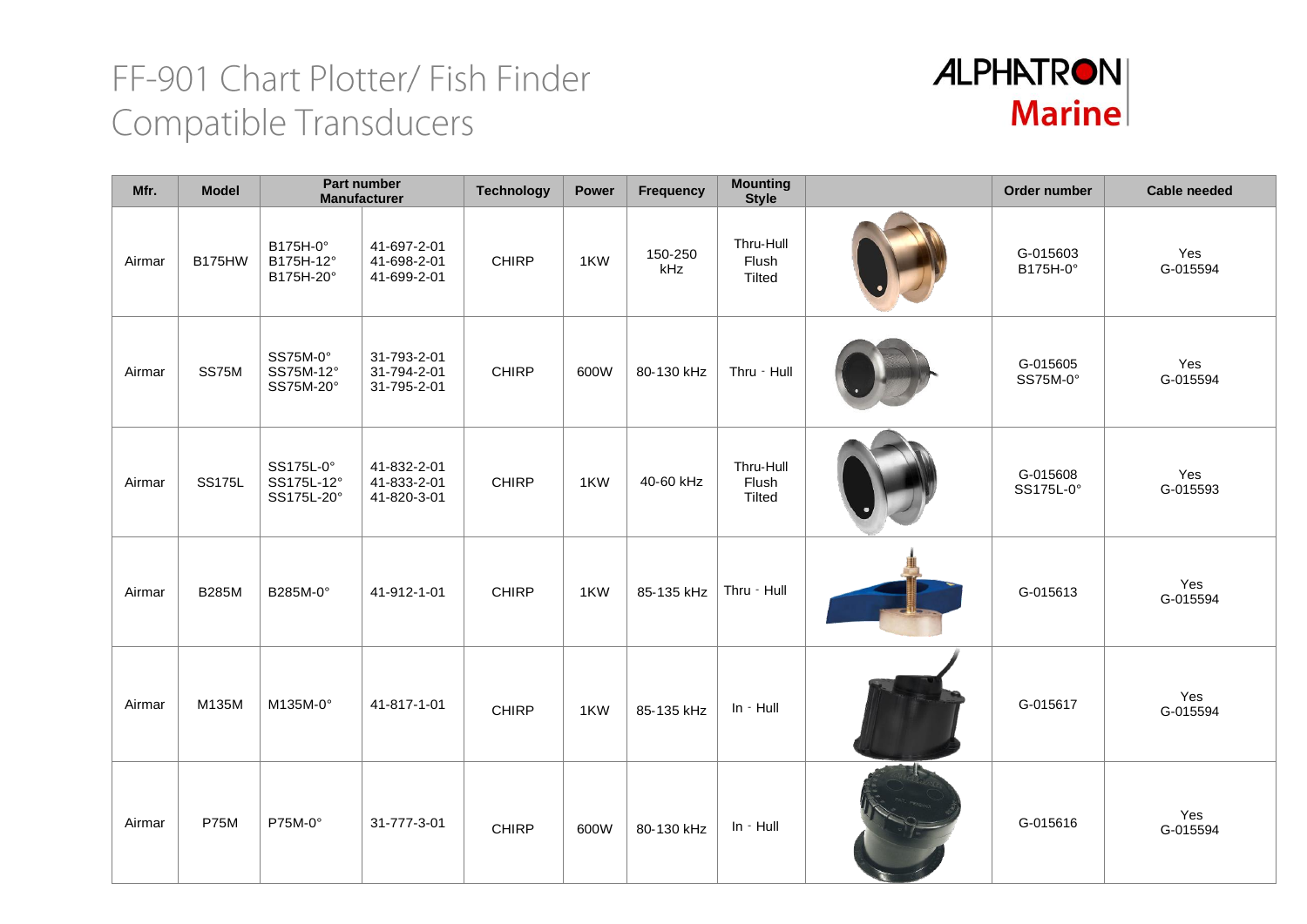# FF-901 Chart Plotter/ Fish Finder Compatible Transducers

ALPHATRON Marine

| Mfr. | Model | Part number Manufacturer | | Technology | Power | Frequency | Mounting Style | | Order number | Cable needed |
|---|---|---|---|---|---|---|---|---|---|---|
| Airmar | B175HW | B175H-0°<br>B175H-12°<br>B175H-20° | 41-697-2-01<br>41-698-2-01<br>41-699-2-01 | CHIRP | 1KW | 150-250 kHz | Thru-Hull Flush Tilted | | G-015603<br>B175H-0° | Yes<br>G-015594 |
| Airmar | SS75M | SS75M-0°<br>SS75M-12°<br>SS75M-20° | 31-793-2-01<br>31-794-2-01<br>31-795-2-01 | CHIRP | 600W | 80-130 kHz | Thru - Hull | | G-015605<br>SS75M-0° | Yes<br>G-015594 |
| Airmar | SS175L | SS175L-0°<br>SS175L-12°<br>SS175L-20° | 41-832-2-01<br>41-833-2-01<br>41-820-3-01 | CHIRP | 1KW | 40-60 kHz | Thru-Hull Flush Tilted | | G-015608<br>SS175L-0° | Yes<br>G-015593 |
| Airmar | B285M | B285M-0° | 41-912-1-01 | CHIRP | 1KW | 85-135 kHz | Thru - Hull | | G-015613 | Yes<br>G-015594 |
| Airmar | M135M | M135M-0° | 41-817-1-01 | CHIRP | 1KW | 85-135 kHz | In - Hull | | G-015617 | Yes<br>G-015594 |
| Airmar | P75M | P75M-0° | 31-777-3-01 | CHIRP | 600W | 80-130 kHz | In - Hull | | G-015616 | Yes<br>G-015594 |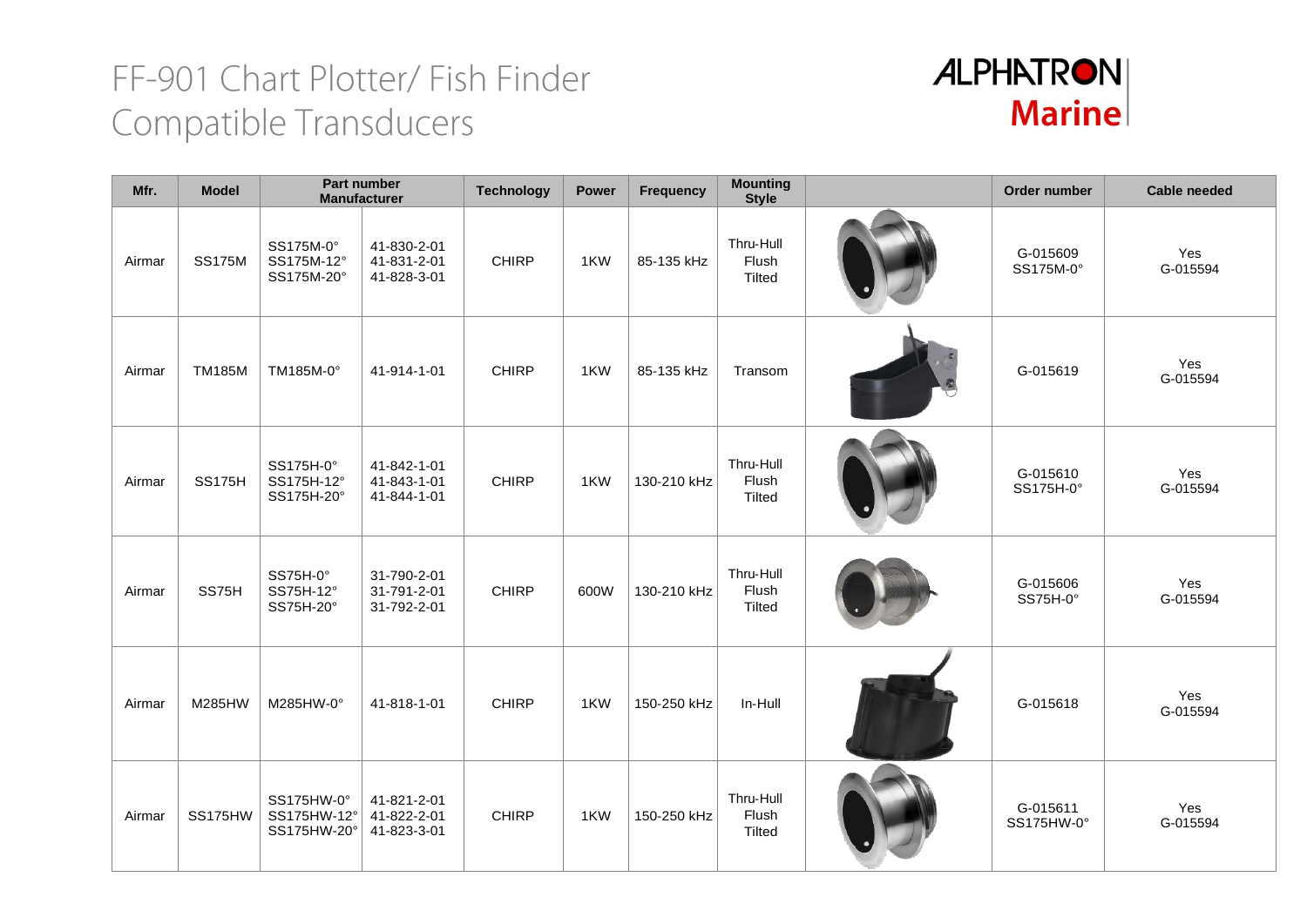# FF-901 Chart Plotter/ Fish Finder Compatible Transducers

| Mfr. | Model | Part number Manufacturer | | Technology | Power | Frequency | Mounting Style | | Order number | Cable needed |
|---|---|---|---|---|---|---|---|---|---|---|
| Airmar | SS175M | SS175M-0°<br>SS175M-12°<br>SS175M-20° | 41-830-2-01<br>41-831-2-01<br>41-828-3-01 | CHIRP | 1KW | 85-135 kHz | Thru-Hull<br>Flush<br>Tilted | | G-015609<br>SS175M-0° | Yes<br>G-015594 |
| Airmar | TM185M | TM185M-0° | 41-914-1-01 | CHIRP | 1KW | 85-135 kHz | Transom | | G-015619 | Yes<br>G-015594 |
| Airmar | SS175H | SS175H-0°<br>SS175H-12°<br>SS175H-20° | 41-842-1-01<br>41-843-1-01<br>41-844-1-01 | CHIRP | 1KW | 130-210 kHz | Thru-Hull<br>Flush<br>Tilted | | G-015610<br>SS175H-0° | Yes<br>G-015594 |
| Airmar | SS75H | SS75H-0°<br>SS75H-12°<br>SS75H-20° | 31-790-2-01<br>31-791-2-01<br>31-792-2-01 | CHIRP | 600W | 130-210 kHz | Thru-Hull<br>Flush<br>Tilted | | G-015606<br>SS75H-0° | Yes<br>G-015594 |
| Airmar | M285HW | M285HW-0° | 41-818-1-01 | CHIRP | 1KW | 150-250 kHz | In-Hull | | G-015618 | Yes<br>G-015594 |
| Airmar | SS175HW | SS175HW-0°<br>SS175HW-12°<br>SS175HW-20° | 41-821-2-01<br>41-822-2-01<br>41-823-3-01 | CHIRP | 1KW | 150-250 kHz | Thru-Hull<br>Flush<br>Tilted | | G-015611<br>SS175HW-0° | Yes<br>G-015594 |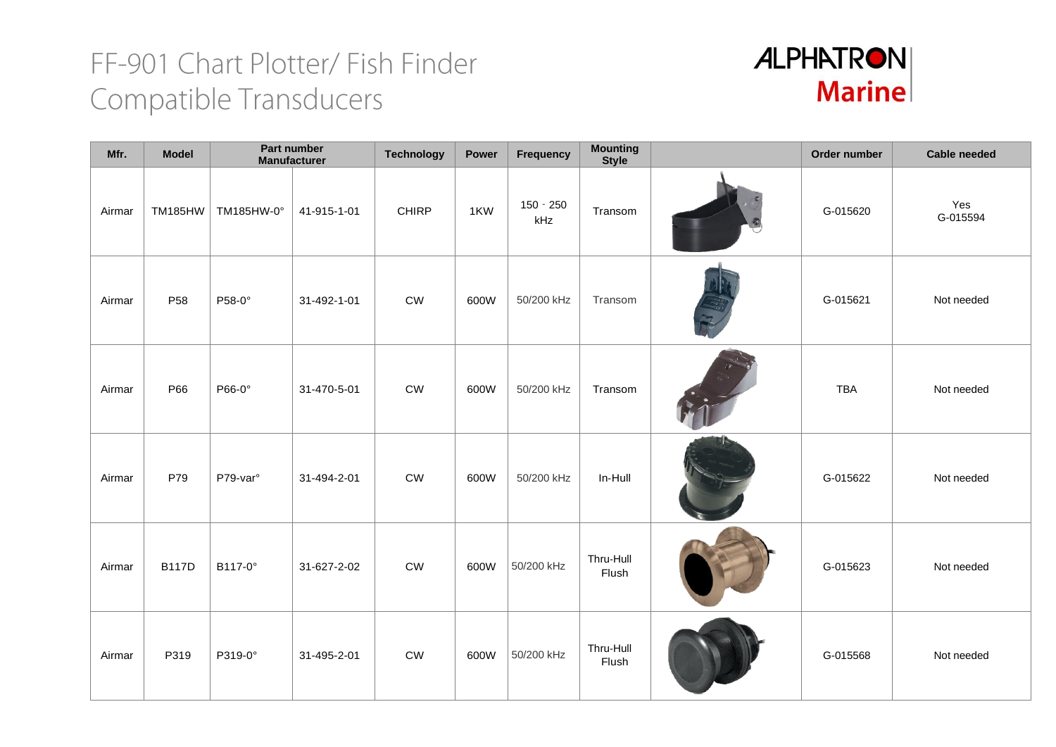# FF-901 Chart Plotter/ Fish Finder Compatible Transducers

ALPHATRON Marine

| Mfr. | Model | Part number Manufacturer | | Technology | Power | Frequency | Mounting Style | | Order number | Cable needed |
|---|---|---|---|---|---|---|---|---|---|---|
| Airmar | TM185HW | TM185HW-0° | 41-915-1-01 | CHIRP | 1KW | 150 - 250 kHz | Transom | | G-015620 | Yes G-015594 |
| Airmar | P58 | P58-0° | 31-492-1-01 | CW | 600W | 50/200 kHz | Transom | | G-015621 | Not needed |
| Airmar | P66 | P66-0° | 31-470-5-01 | CW | 600W | 50/200 kHz | Transom | | TBA | Not needed |
| Airmar | P79 | P79-var° | 31-494-2-01 | CW | 600W | 50/200 kHz | In-Hull | | G-015622 | Not needed |
| Airmar | B117D | B117-0° | 31-627-2-02 | CW | 600W | 50/200 kHz | Thru-Hull Flush | | G-015623 | Not needed |
| Airmar | P319 | P319-0° | 31-495-2-01 | CW | 600W | 50/200 kHz | Thru-Hull Flush | | G-015568 | Not needed |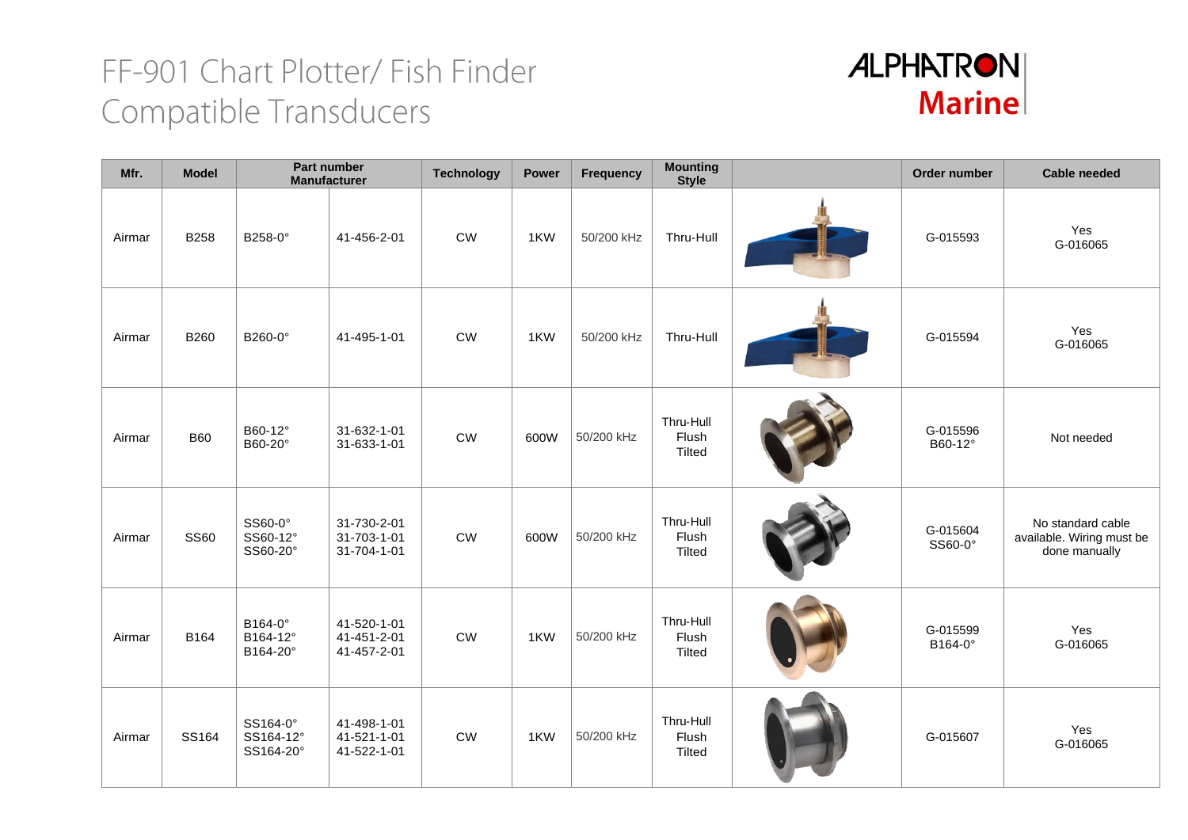# FF-901 Chart Plotter/ Fish Finder Compatible Transducers

| Mfr. | Model | Part number Manufacturer | | Technology | Power | Frequency | Mounting Style | | Order number | Cable needed |
|---|---|---|---|---|---|---|---|---|---|---|
| Airmar | B258 | B258-0° | 41-456-2-01 | CW | 1KW | 50/200 kHz | Thru-Hull | | G-015593 | Yes G-016065 |
| Airmar | B260 | B260-0° | 41-495-1-01 | CW | 1KW | 50/200 kHz | Thru-Hull | | G-015594 | Yes G-016065 |
| Airmar | B60 | B60-12° B60-20° | 31-632-1-01 31-633-1-01 | CW | 600W | 50/200 kHz | Thru-Hull Flush Tilted | | G-015596 B60-12° | Not needed |
| Airmar | SS60 | SS60-0° SS60-12° SS60-20° | 31-730-2-01 31-703-1-01 31-704-1-01 | CW | 600W | 50/200 kHz | Thru-Hull Flush Tilted | | G-015604 SS60-0° | No standard cable available. Wiring must be done manually |
| Airmar | B164 | B164-0° B164-12° B164-20° | 41-520-1-01 41-451-2-01 41-457-2-01 | CW | 1KW | 50/200 kHz | Thru-Hull Flush Tilted | | G-015599 B164-0° | Yes G-016065 |
| Airmar | SS164 | SS164-0° SS164-12° SS164-20° | 41-498-1-01 41-521-1-01 41-522-1-01 | CW | 1KW | 50/200 kHz | Thru-Hull Flush Tilted | | G-015607 | Yes G-016065 |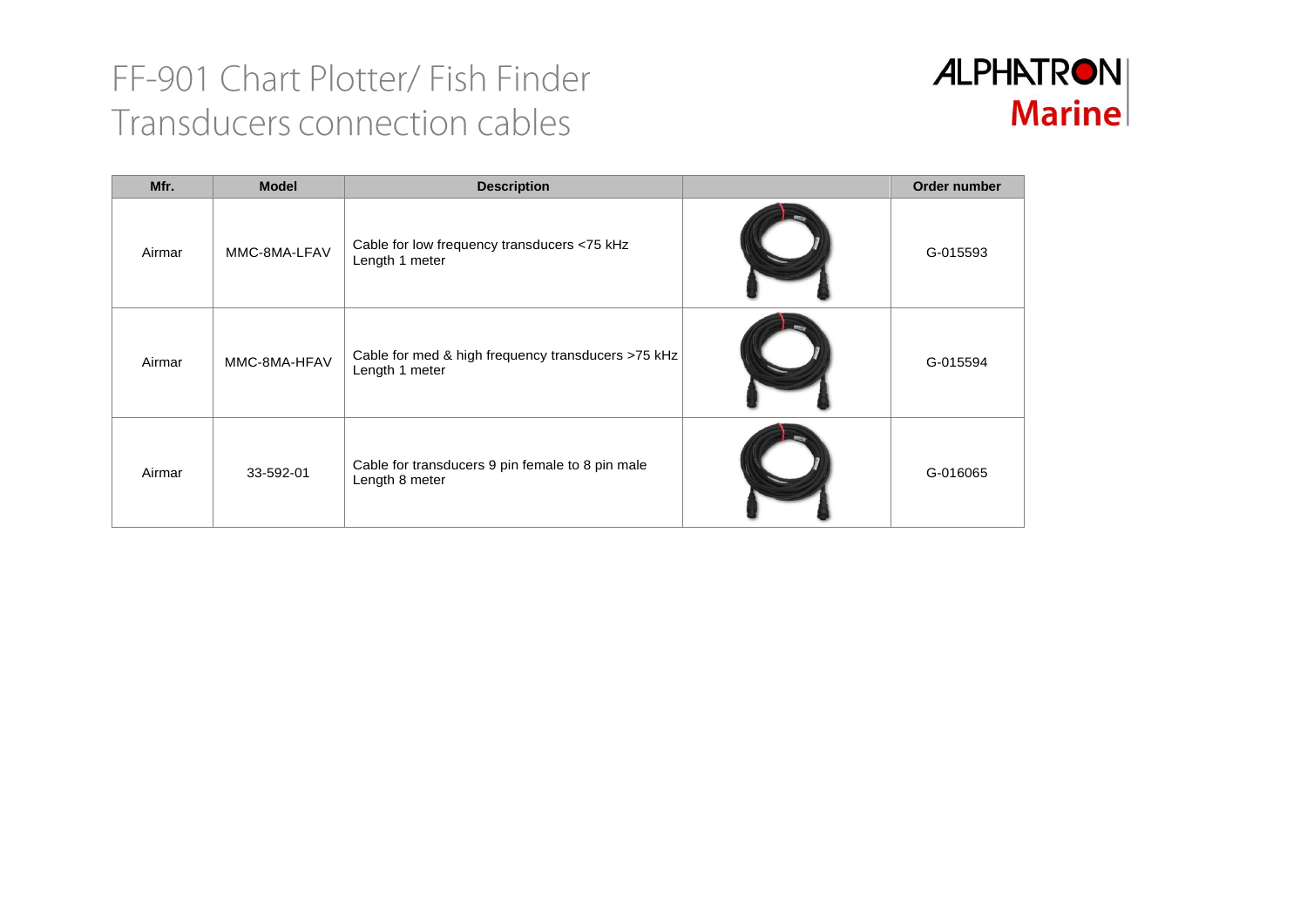# FF-901 Chart Plotter/ Fish Finder Transducers connection cables

ALPHATRON Marine

| Mfr. | Model | Description | | Order number |
| --- | --- | --- | --- | --- |
| Airmar | MMC-8MA-LFAV | Cable for low frequency transducers <75 kHz<br>Length 1 meter | | G-015593 |
| Airmar | MMC-8MA-HFAV | Cable for med & high frequency transducers >75 kHz<br>Length 1 meter | | G-015594 |
| Airmar | 33-592-01 | Cable for transducers 9 pin female to 8 pin male<br>Length 8 meter | | G-016065 |